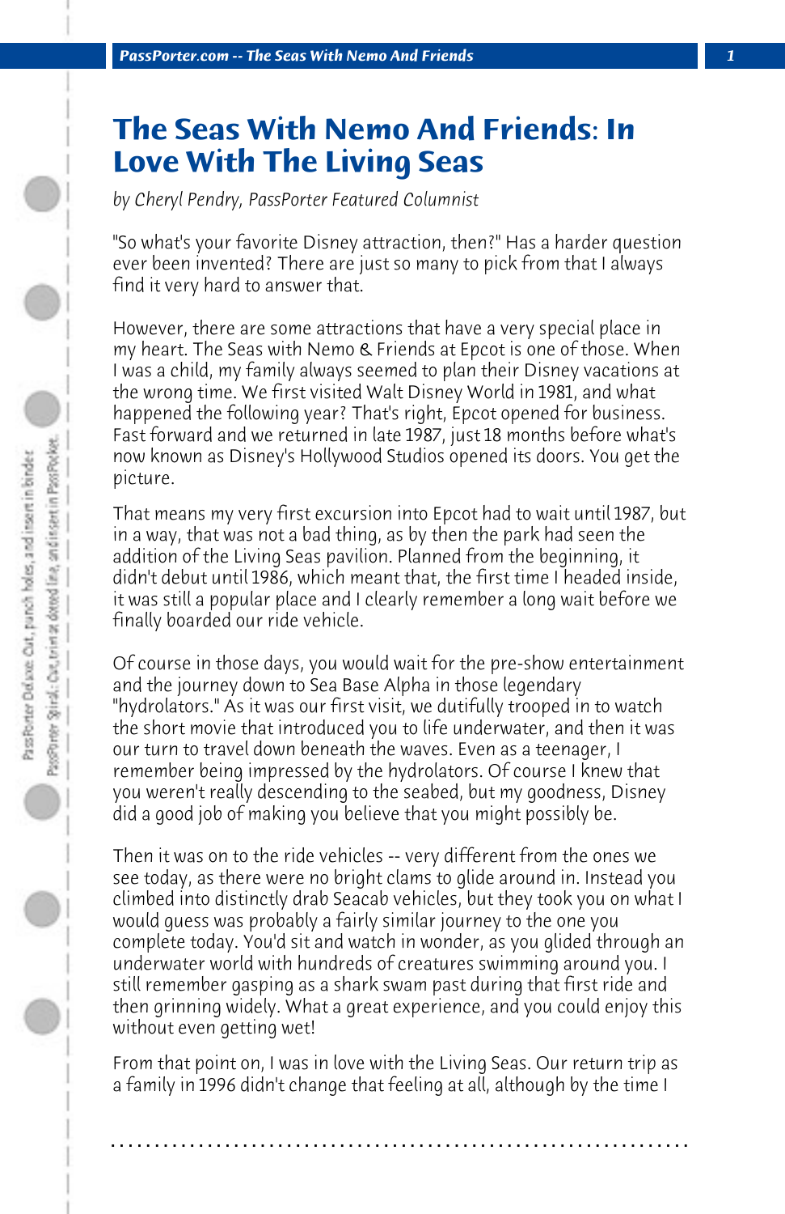# The Seas With Nemo And Friends: In Love With The Living Seas

*by Cheryl Pendry, PassPorter Featured Columnist*

"So what's your favorite Disney attraction, then?" Has a harder question ever been invented? There are just so many to pick from that I always find it very hard to answer that.

However, there are some attractions that have a very special place in my heart. The Seas with Nemo & Friends at Epcot is one of those. When I was a child, my family always seemed to plan their Disney vacations at the wrong time. We first visited Walt Disney World in 1981, and what happened the following year? That's right, Epcot opened for business. Fast forward and we returned in late 1987, just 18 months before what's now known as Disney's Hollywood Studios opened its doors. You get the picture.

That means my very first excursion into Epcot had to wait until 1987, but in a way, that was not a bad thing, as by then the park had seen the addition of the Living Seas pavilion. Planned from the beginning, it didn't debut until 1986, which meant that, the first time I headed inside, it was still a popular place and I clearly remember a long wait before we finally boarded our ride vehicle.

Of course in those days, you would wait for the pre-show entertainment and the journey down to Sea Base Alpha in those legendary "hydrolators." As it was our first visit, we dutifully trooped in to watch the short movie that introduced you to life underwater, and then it was our turn to travel down beneath the waves. Even as a teenager, I remember being impressed by the hydrolators. Of course I knew that you weren't really descending to the seabed, but my goodness, Disney did a good job of making you believe that you might possibly be.

Then it was on to the ride vehicles -- very different from the ones we see today, as there were no bright clams to glide around in. Instead you climbed into distinctly drab Seacab vehicles, but they took you on what I would guess was probably a fairly similar journey to the one you complete today. You'd sit and watch in wonder, as you glided through an underwater world with hundreds of creatures swimming around you. I still remember gasping as a shark swam past during that first ride and then grinning widely. What a great experience, and you could enjoy this without even getting wet!

From that point on, I was in love with the Living Seas. Our return trip as a family in 1996 didn't change that feeling at all, although by the time I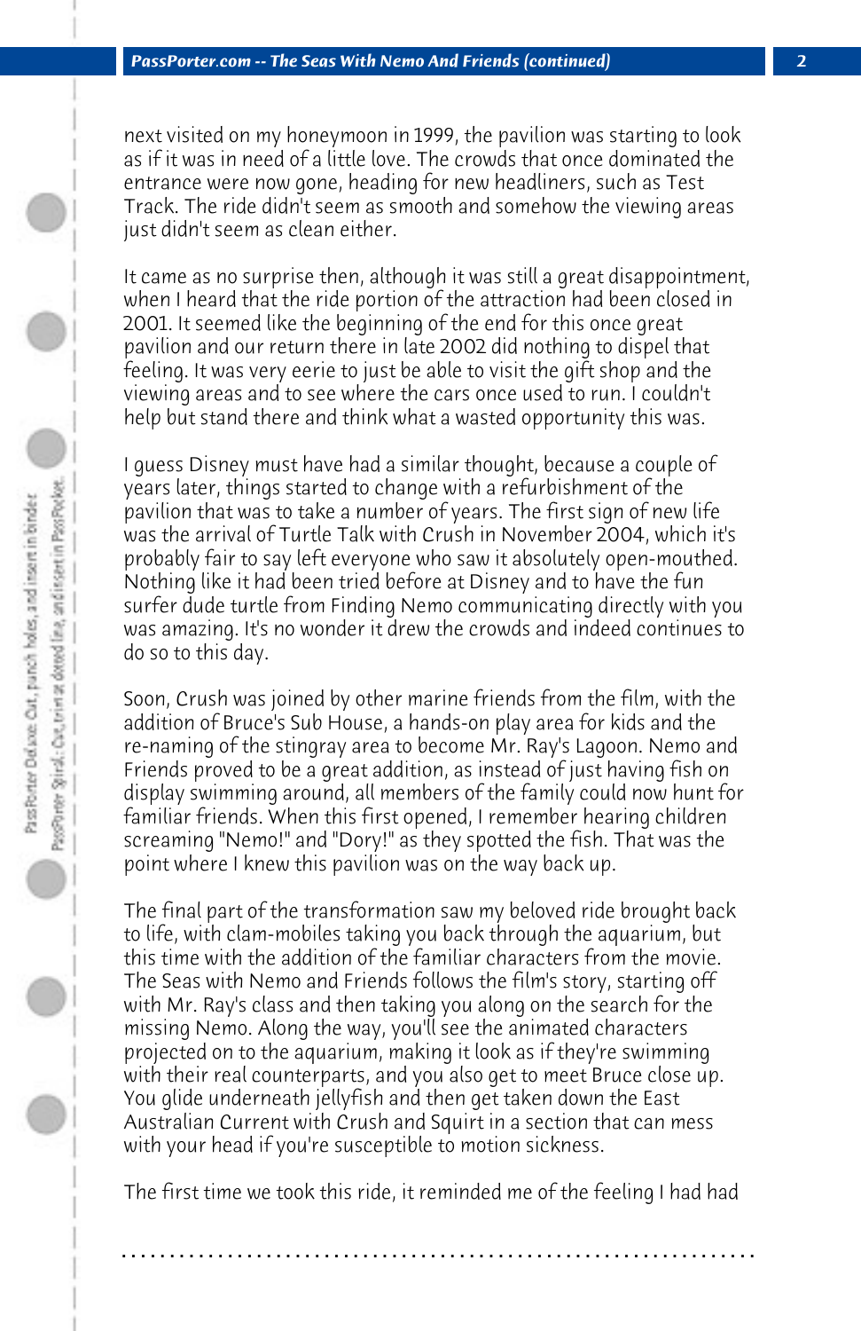next visited on my honeymoon in 1999, the pavilion was starting to look as if it was in need of a little love. The crowds that once dominated the entrance were now gone, heading for new headliners, such as Test Track. The ride didn't seem as smooth and somehow the viewing areas just didn't seem as clean either.

It came as no surprise then, although it was still a great disappointment, when I heard that the ride portion of the attraction had been closed in 2001. It seemed like the beginning of the end for this once great pavilion and our return there in late 2002 did nothing to dispel that feeling. It was very eerie to just be able to visit the gift shop and the viewing areas and to see where the cars once used to run. I couldn't help but stand there and think what a wasted opportunity this was.

I guess Disney must have had a similar thought, because a couple of years later, things started to change with a refurbishment of the pavilion that was to take a number of years. The first sign of new life was the arrival of Turtle Talk with Crush in November 2004, which it's probably fair to say left everyone who saw it absolutely open-mouthed. Nothing like it had been tried before at Disney and to have the fun surfer dude turtle from Finding Nemo communicating directly with you was amazing. It's no wonder it drew the crowds and indeed continues to do so to this day.

Soon, Crush was joined by other marine friends from the film, with the addition of Bruce's Sub House, a hands-on play area for kids and the re-naming of the stingray area to become Mr. Ray's Lagoon. Nemo and Friends proved to be a great addition, as instead of just having fish on display swimming around, all members of the family could now hunt for familiar friends. When this first opened, I remember hearing children screaming "Nemo!" and "Dory!" as they spotted the fish. That was the point where I knew this pavilion was on the way back up.

The final part of the transformation saw my beloved ride brought back to life, with clam-mobiles taking you back through the aquarium, but this time with the addition of the familiar characters from the movie. The Seas with Nemo and Friends follows the film's story, starting off with Mr. Ray's class and then taking you along on the search for the missing Nemo. Along the way, you'll see the animated characters projected on to the aquarium, making it look as if they're swimming with their real counterparts, and you also get to meet Bruce close up. You glide underneath jellyfish and then get taken down the East Australian Current with Crush and Squirt in a section that can mess with your head if you're susceptible to motion sickness.

The first time we took this ride, it reminded me of the feeling I had had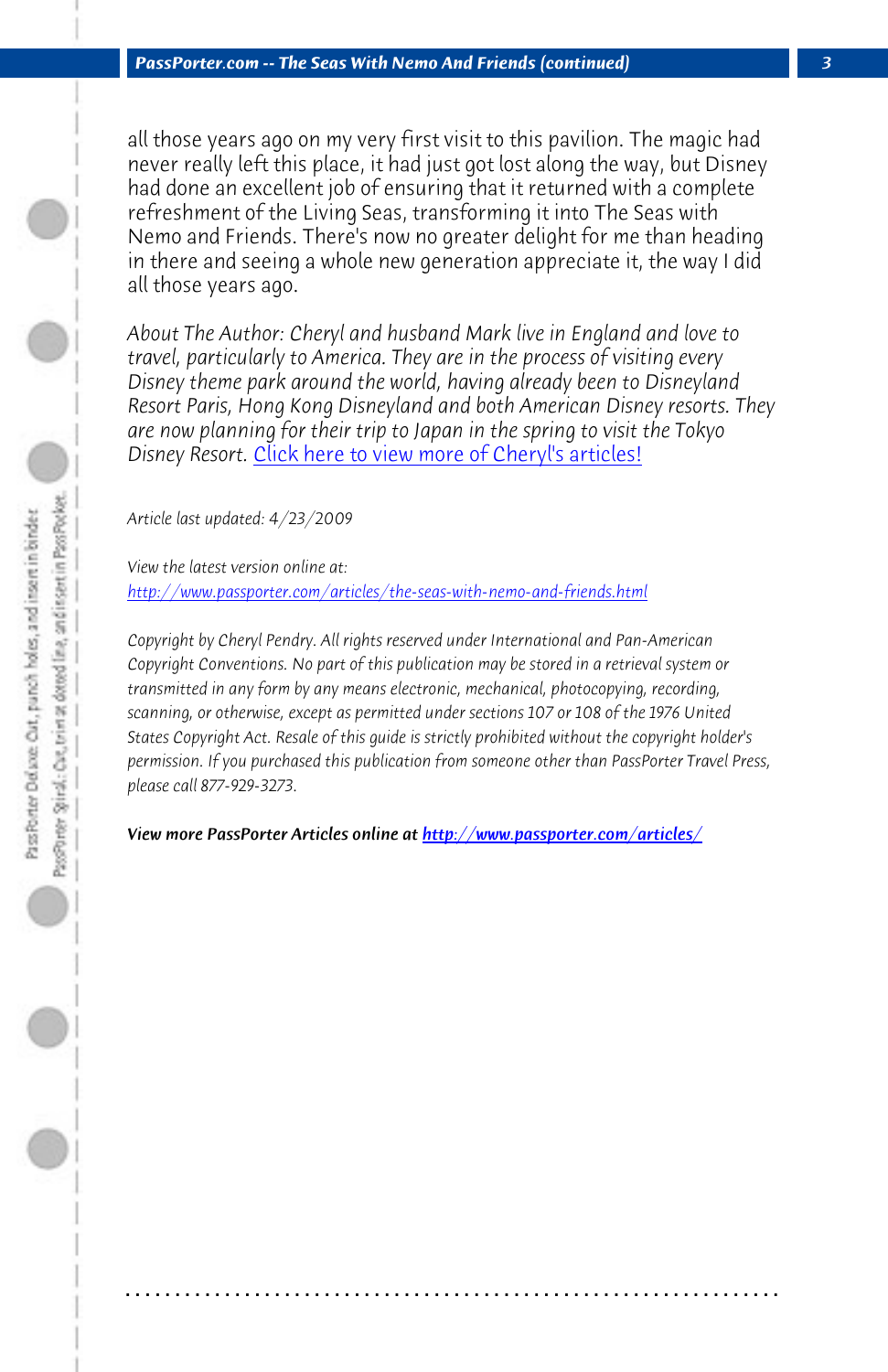all those years ago on my very first visit to this pavilion. The magic had never really left this place, it had just got lost along the way, but Disney had done an excellent job of ensuring that it returned with a complete refreshment of the Living Seas, transforming it into The Seas with Nemo and Friends. There's now no greater delight for me than heading in there and seeing a whole new generation appreciate it, the way I did all those years ago.

*About The Author: Cheryl and husband Mark live in England and love to travel, particularly to America. They are in the process of visiting every Disney theme park around the world, having already been to Disneyland Resort Paris, Hong Kong Disneyland and both American Disney resorts. They are now planning for their trip to Japan in the spring to visit the Tokyo Disney Resort.* Click here to view more of Cheryl's articles!

*Article last updated: 4/23/2009*

*View the latest version online at:*
*http://www.passporter.com/articles/the-seas-with-nemo-and-friends.html*

*Copyright by Cheryl Pendry. All rights reserved under International and Pan-American Copyright Conventions. No part of this publication may be stored in a retrieval system or transmitted in any form by any means electronic, mechanical, photocopying, recording, scanning, or otherwise, except as permitted under sections 107 or 108 of the 1976 United States Copyright Act. Resale of this guide is strictly prohibited without the copyright holder's permission. If you purchased this publication from someone other than PassPorter Travel Press, please call 877-929-3273.*

***View more PassPorter Articles online at http://www.passporter.com/articles/***